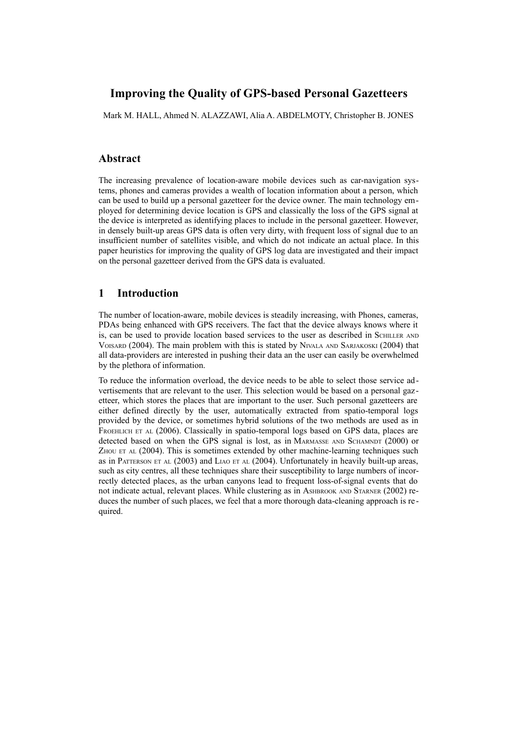# Improving the Quality of GPS-based Personal Gazetteers

Mark M. HALL, Ahmed N. ALAZZAWI, Alia A. ABDELMOTY, Christopher B. JONES

## Abstract

The increasing prevalence of location-aware mobile devices such as car-navigation systems, phones and cameras provides a wealth of location information about a person, which can be used to build up a personal gazetteer for the device owner. The main technology employed for determining device location is GPS and classically the loss of the GPS signal at the device is interpreted as identifying places to include in the personal gazetteer. However, in densely built-up areas GPS data is often very dirty, with frequent loss of signal due to an insufficient number of satellites visible, and which do not indicate an actual place. In this paper heuristics for improving the quality of GPS log data are investigated and their impact on the personal gazetteer derived from the GPS data is evaluated.

## 1 Introduction

The number of location-aware, mobile devices is steadily increasing, with Phones, cameras, PDAs being enhanced with GPS receivers. The fact that the device always knows where it is, can be used to provide location based services to the user as described in Schiller and Voisard (2004). The main problem with this is stated by Nivala and Sarjakoski (2004) that all data-providers are interested in pushing their data an the user can easily be overwhelmed by the plethora of information.

To reduce the information overload, the device needs to be able to select those service advertisements that are relevant to the user. This selection would be based on a personal gazetteer, which stores the places that are important to the user. Such personal gazetteers are either defined directly by the user, automatically extracted from spatio-temporal logs provided by the device, or sometimes hybrid solutions of the two methods are used as in Froehlich et al (2006). Classically in spatio-temporal logs based on GPS data, places are detected based on when the GPS signal is lost, as in Marmasse and Schamndt (2000) or Zhou et al (2004). This is sometimes extended by other machine-learning techniques such as in Patterson et al (2003) and Liao et al (2004). Unfortunately in heavily built-up areas, such as city centres, all these techniques share their susceptibility to large numbers of incorrectly detected places, as the urban canyons lead to frequent loss-of-signal events that do not indicate actual, relevant places. While clustering as in Ashbrook and Starner (2002) reduces the number of such places, we feel that a more thorough data-cleaning approach is required.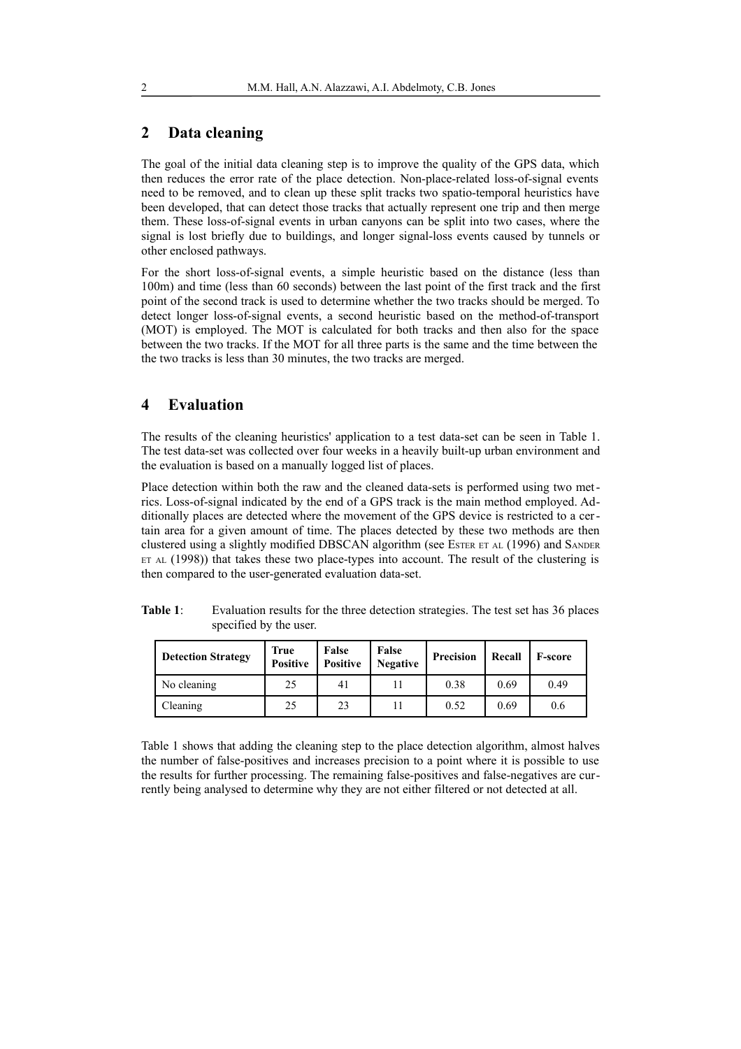## 2 Data cleaning

The goal of the initial data cleaning step is to improve the quality of the GPS data, which then reduces the error rate of the place detection. Non-place-related loss-of-signal events need to be removed, and to clean up these split tracks two spatio-temporal heuristics have been developed, that can detect those tracks that actually represent one trip and then merge them. These loss-of-signal events in urban canyons can be split into two cases, where the signal is lost briefly due to buildings, and longer signal-loss events caused by tunnels or other enclosed pathways.

For the short loss-of-signal events, a simple heuristic based on the distance (less than 100m) and time (less than 60 seconds) between the last point of the first track and the first point of the second track is used to determine whether the two tracks should be merged. To detect longer loss-of-signal events, a second heuristic based on the method-of-transport (MOT) is employed. The MOT is calculated for both tracks and then also for the space between the two tracks. If the MOT for all three parts is the same and the time between the the two tracks is less than 30 minutes, the two tracks are merged.

## 4 Evaluation

The results of the cleaning heuristics' application to a test data-set can be seen in Table 1. The test data-set was collected over four weeks in a heavily built-up urban environment and the evaluation is based on a manually logged list of places.

Place detection within both the raw and the cleaned data-sets is performed using two metrics. Loss-of-signal indicated by the end of a GPS track is the main method employed. Additionally places are detected where the movement of the GPS device is restricted to a certain area for a given amount of time. The places detected by these two methods are then clustered using a slightly modified DBSCAN algorithm (see Ester et al (1996) and Sander et al (1998)) that takes these two place-types into account. The result of the clustering is then compared to the user-generated evaluation data-set.

**Table 1**: Evaluation results for the three detection strategies. The test set has 36 places specified by the user.

| Detection Strategy | True Positive | False Positive | False Negative | Precision | Recall | F-score |
|---|---|---|---|---|---|---|
| No cleaning | 25 | 41 | 11 | 0.38 | 0.69 | 0.49 |
| Cleaning | 25 | 23 | 11 | 0.52 | 0.69 | 0.6 |

Table 1 shows that adding the cleaning step to the place detection algorithm, almost halves the number of false-positives and increases precision to a point where it is possible to use the results for further processing. The remaining false-positives and false-negatives are currently being analysed to determine why they are not either filtered or not detected at all.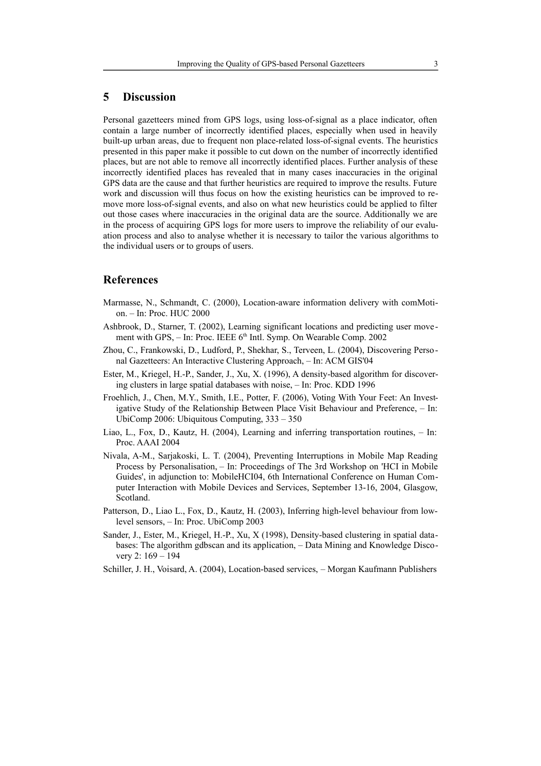## 5 Discussion

Personal gazetteers mined from GPS logs, using loss-of-signal as a place indicator, often contain a large number of incorrectly identified places, especially when used in heavily built-up urban areas, due to frequent non place-related loss-of-signal events. The heuristics presented in this paper make it possible to cut down on the number of incorrectly identified places, but are not able to remove all incorrectly identified places. Further analysis of these incorrectly identified places has revealed that in many cases inaccuracies in the original GPS data are the cause and that further heuristics are required to improve the results. Future work and discussion will thus focus on how the existing heuristics can be improved to remove more loss-of-signal events, and also on what new heuristics could be applied to filter out those cases where inaccuracies in the original data are the source. Additionally we are in the process of acquiring GPS logs for more users to improve the reliability of our evaluation process and also to analyse whether it is necessary to tailor the various algorithms to the individual users or to groups of users.

## References

Marmasse, N., Schmandt, C. (2000), Location-aware information delivery with comMotion. – In: Proc. HUC 2000

Ashbrook, D., Starner, T. (2002), Learning significant locations and predicting user movement with GPS, – In: Proc. IEEE 6th Intl. Symp. On Wearable Comp. 2002

Zhou, C., Frankowski, D., Ludford, P., Shekhar, S., Terveen, L. (2004), Discovering Personal Gazetteers: An Interactive Clustering Approach, – In: ACM GIS'04

Ester, M., Kriegel, H.-P., Sander, J., Xu, X. (1996), A density-based algorithm for discovering clusters in large spatial databases with noise, – In: Proc. KDD 1996

Froehlich, J., Chen, M.Y., Smith, I.E., Potter, F. (2006), Voting With Your Feet: An Investigative Study of the Relationship Between Place Visit Behaviour and Preference, – In: UbiComp 2006: Ubiquitous Computing, 333 – 350

Liao, L., Fox, D., Kautz, H. (2004), Learning and inferring transportation routines, – In: Proc. AAAI 2004

Nivala, A-M., Sarjakoski, L. T. (2004), Preventing Interruptions in Mobile Map Reading Process by Personalisation, – In: Proceedings of The 3rd Workshop on 'HCI in Mobile Guides', in adjunction to: MobileHCI04, 6th International Conference on Human Computer Interaction with Mobile Devices and Services, September 13-16, 2004, Glasgow, Scotland.

Patterson, D., Liao L., Fox, D., Kautz, H. (2003), Inferring high-level behaviour from low-level sensors, – In: Proc. UbiComp 2003

Sander, J., Ester, M., Kriegel, H.-P., Xu, X (1998), Density-based clustering in spatial databases: The algorithm gdbscan and its application, – Data Mining and Knowledge Discovery 2: 169 – 194

Schiller, J. H., Voisard, A. (2004), Location-based services, – Morgan Kaufmann Publishers